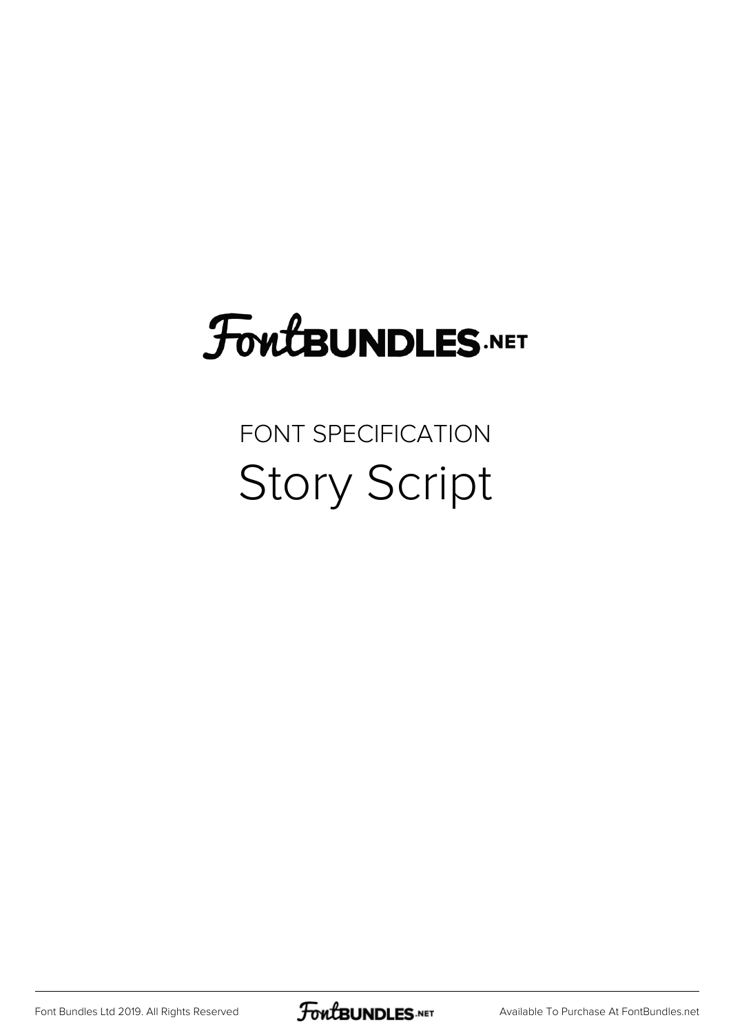# FontBUNDLES.NET

FONT SPECIFICATION

## Story Script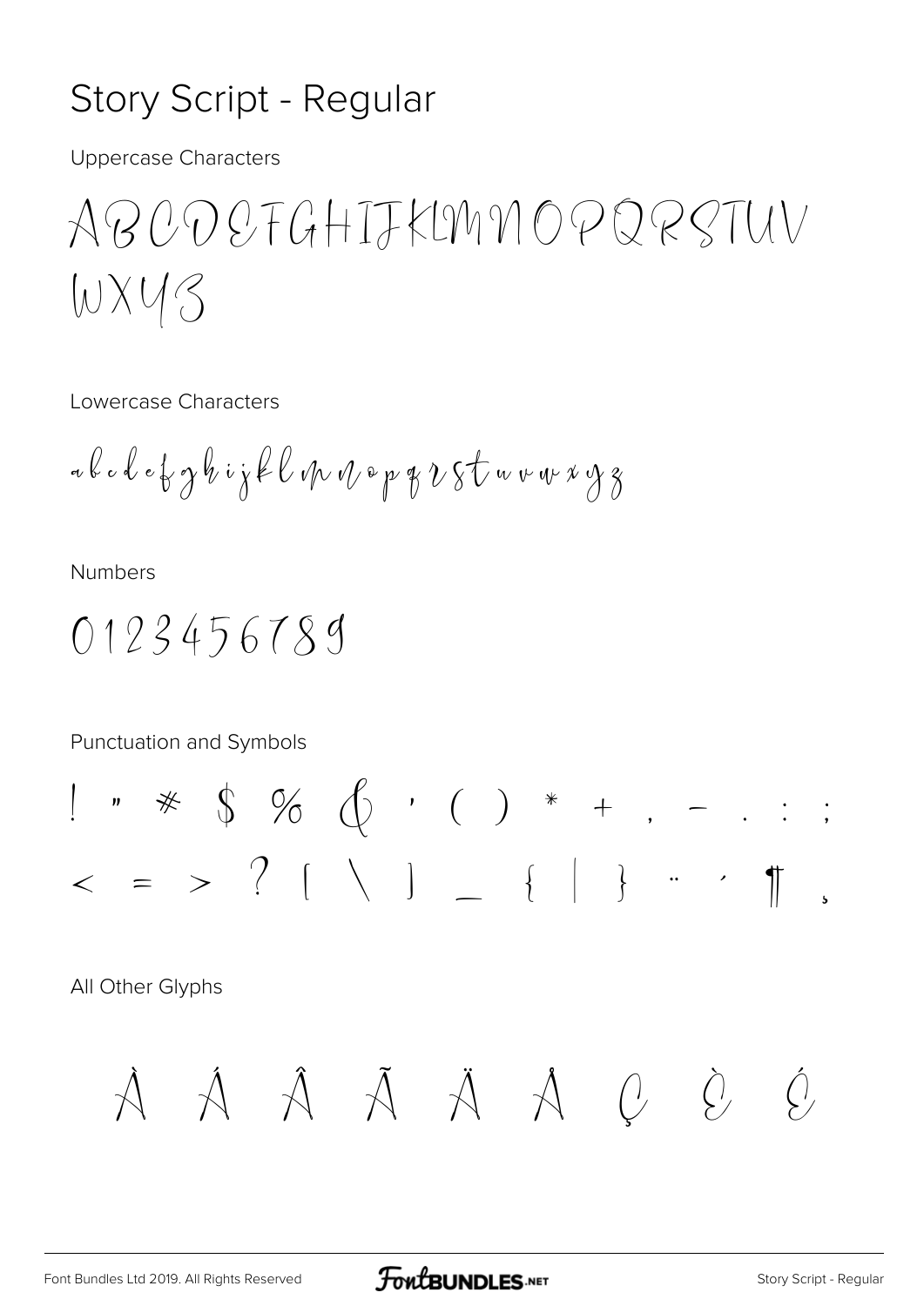# Story Script - Regular

Uppercase Characters

ABCDEFGHIJKLMNOPQRSTUV
WXYZ

Lowercase Characters

abcdefghijklmnopqrstuvwxyz

Numbers

0123456789

Punctuation and Symbols

! " # $ % & ' ( ) * + , - . : ;
< = > ? [ \ ] _ { | } ¨ ´ ¶ ¸

All Other Glyphs

À Á Â Ã Ä Å Ç È É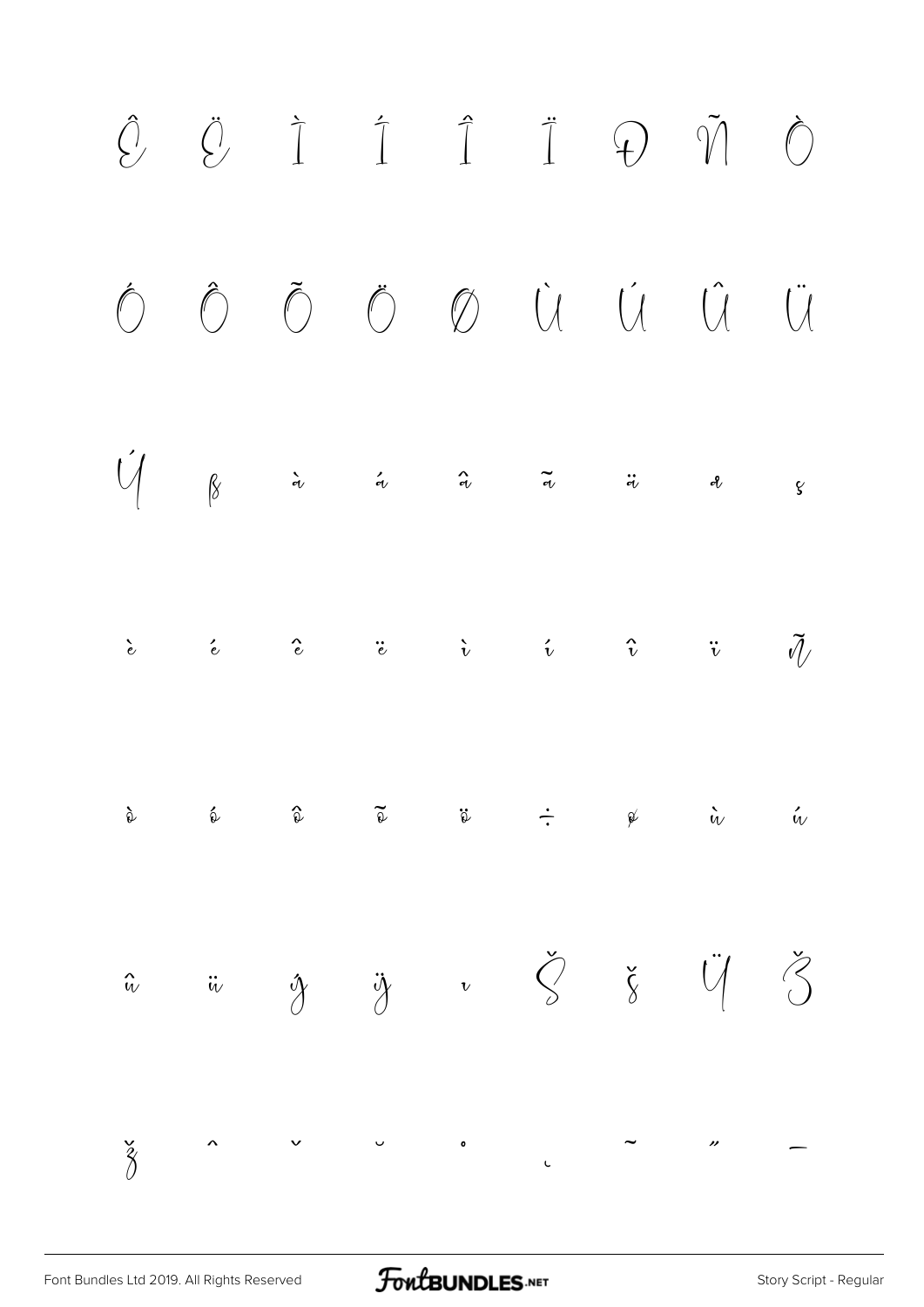Ê Ë Ì Í Î Ï Ð Ñ Ò

Ó Ô Õ Ö Ø Ù Ú Û Ü

Ý ß à á â ã ä å ç

è é ê ë ì í î ï ñ

ò ó ô õ ö ÷ ø ù ú

û ü ý ÿ ı Š š Ÿ Ž

ž ˆ ˇ ˘ ˚ ˛ ˜ ˝ –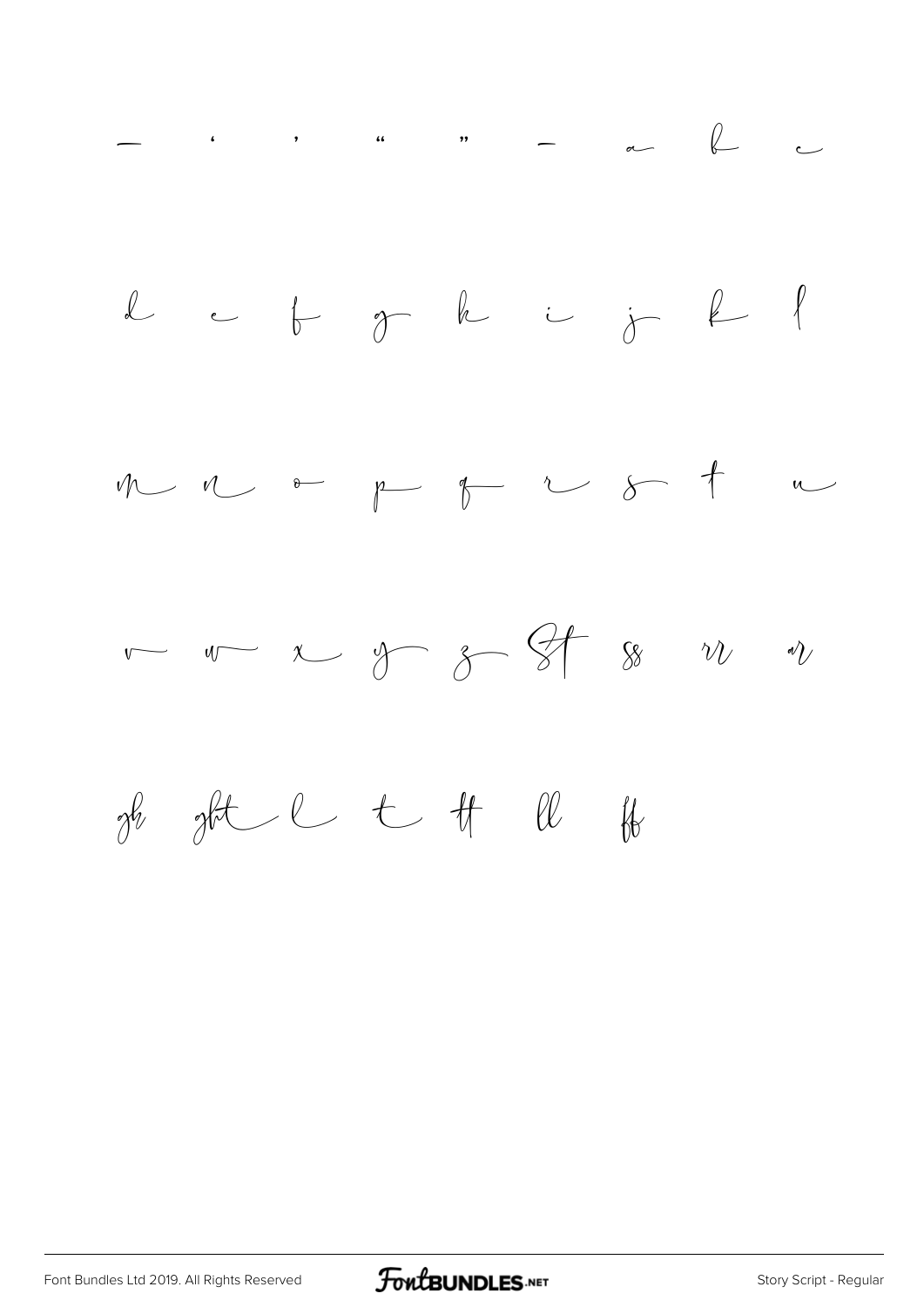— ' ' " " – a b c

d e f g h i j k l

m n o p q r s t u

v w x y z St ss rr ar

gh ght l t tt ll ff